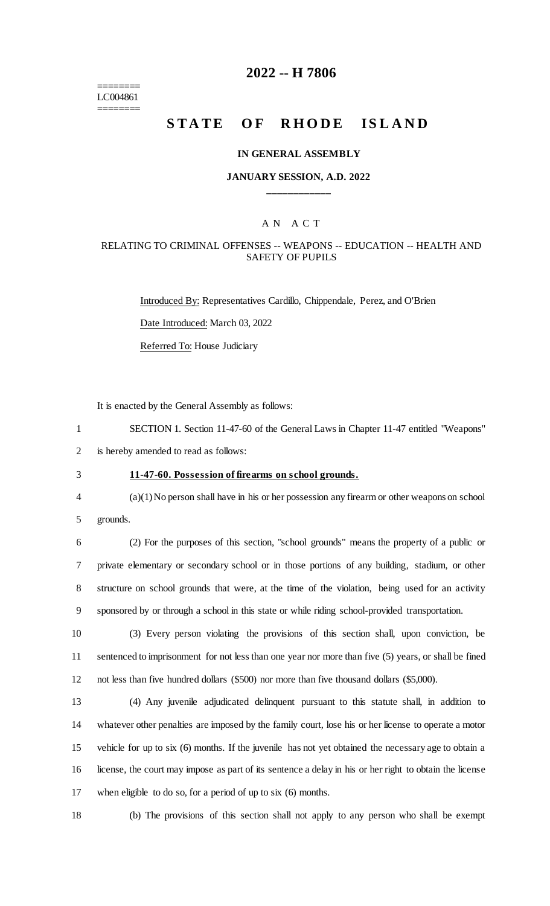LC004861

# 2022 -- H 7806

# STATE OF RHODE ISLAND

## IN GENERAL ASSEMBLY

### JANUARY SESSION, A.D. 2022

---

A N A C T

RELATING TO CRIMINAL OFFENSES -- WEAPONS -- EDUCATION -- HEALTH AND SAFETY OF PUPILS

Introduced By: Representatives Cardillo, Chippendale, Perez, and O'Brien

Date Introduced: March 03, 2022

Referred To: House Judiciary

It is enacted by the General Assembly as follows:

SECTION 1. Section 11-47-60 of the General Laws in Chapter 11-47 entitled "Weapons" is hereby amended to read as follows:

**11-47-60. Possession of firearms on school grounds.**

(a)(1) No person shall have in his or her possession any firearm or other weapons on school grounds.

(2) For the purposes of this section, "school grounds" means the property of a public or private elementary or secondary school or in those portions of any building, stadium, or other structure on school grounds that were, at the time of the violation, being used for an activity sponsored by or through a school in this state or while riding school-provided transportation.

(3) Every person violating the provisions of this section shall, upon conviction, be sentenced to imprisonment for not less than one year nor more than five (5) years, or shall be fined not less than five hundred dollars ($500) nor more than five thousand dollars ($5,000).

(4) Any juvenile adjudicated delinquent pursuant to this statute shall, in addition to whatever other penalties are imposed by the family court, lose his or her license to operate a motor vehicle for up to six (6) months. If the juvenile has not yet obtained the necessary age to obtain a license, the court may impose as part of its sentence a delay in his or her right to obtain the license when eligible to do so, for a period of up to six (6) months.

(b) The provisions of this section shall not apply to any person who shall be exempt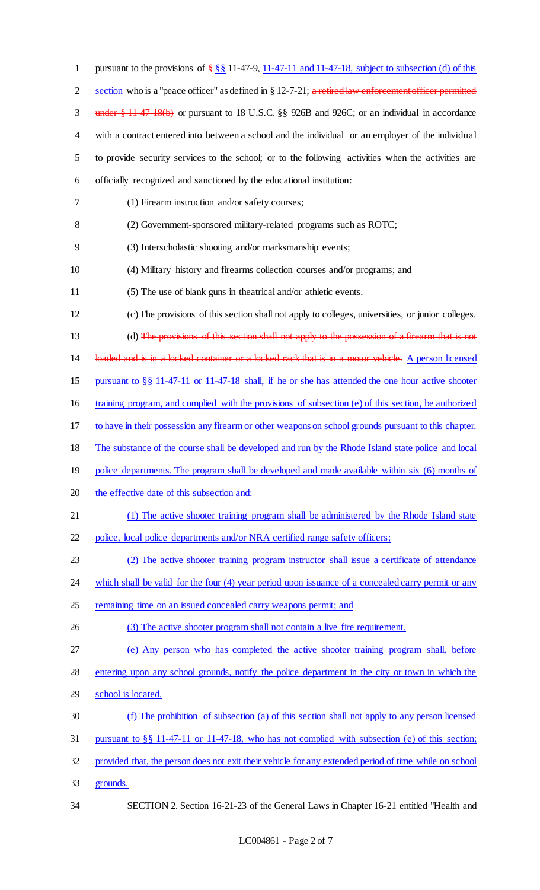pursuant to the provisions of ~~§~~ §§ 11-47-9, 11-47-11 and 11-47-18, subject to subsection (d) of this section who is a "peace officer" as defined in § 12-7-21; ~~a retired law enforcement officer permitted under § 11-47-18(b)~~ or pursuant to 18 U.S.C. §§ 926B and 926C; or an individual in accordance with a contract entered into between a school and the individual or an employer of the individual to provide security services to the school; or to the following activities when the activities are officially recognized and sanctioned by the educational institution:

(1) Firearm instruction and/or safety courses;

(2) Government-sponsored military-related programs such as ROTC;

(3) Interscholastic shooting and/or marksmanship events;

(4) Military history and firearms collection courses and/or programs; and

(5) The use of blank guns in theatrical and/or athletic events.

(c) The provisions of this section shall not apply to colleges, universities, or junior colleges.

(d) ~~The provisions of this section shall not apply to the possession of a firearm that is not loaded and is in a locked container or a locked rack that is in a motor vehicle.~~ A person licensed pursuant to §§ 11-47-11 or 11-47-18 shall, if he or she has attended the one hour active shooter training program, and complied with the provisions of subsection (e) of this section, be authorized to have in their possession any firearm or other weapons on school grounds pursuant to this chapter. The substance of the course shall be developed and run by the Rhode Island state police and local police departments. The program shall be developed and made available within six (6) months of the effective date of this subsection and:

(1) The active shooter training program shall be administered by the Rhode Island state police, local police departments and/or NRA certified range safety officers;

(2) The active shooter training program instructor shall issue a certificate of attendance which shall be valid for the four (4) year period upon issuance of a concealed carry permit or any remaining time on an issued concealed carry weapons permit; and

(3) The active shooter program shall not contain a live fire requirement.

(e) Any person who has completed the active shooter training program shall, before entering upon any school grounds, notify the police department in the city or town in which the school is located.

(f) The prohibition of subsection (a) of this section shall not apply to any person licensed pursuant to §§ 11-47-11 or 11-47-18, who has not complied with subsection (e) of this section; provided that, the person does not exit their vehicle for any extended period of time while on school grounds.

SECTION 2. Section 16-21-23 of the General Laws in Chapter 16-21 entitled "Health and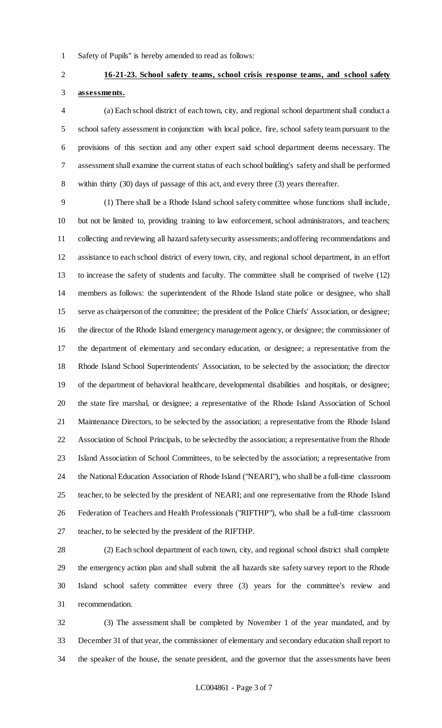Safety of Pupils" is hereby amended to read as follows:

**16-21-23. School safety teams, school crisis response teams, and school safety assessments.**

(a) Each school district of each town, city, and regional school department shall conduct a school safety assessment in conjunction with local police, fire, school safety team pursuant to the provisions of this section and any other expert said school department deems necessary. The assessment shall examine the current status of each school building's safety and shall be performed within thirty (30) days of passage of this act, and every three (3) years thereafter.

(1) There shall be a Rhode Island school safety committee whose functions shall include, but not be limited to, providing training to law enforcement, school administrators, and teachers; collecting and reviewing all hazard safety security assessments; and offering recommendations and assistance to each school district of every town, city, and regional school department, in an effort to increase the safety of students and faculty. The committee shall be comprised of twelve (12) members as follows: the superintendent of the Rhode Island state police or designee, who shall serve as chairperson of the committee; the president of the Police Chiefs' Association, or designee; the director of the Rhode Island emergency management agency, or designee; the commissioner of the department of elementary and secondary education, or designee; a representative from the Rhode Island School Superintendents' Association, to be selected by the association; the director of the department of behavioral healthcare, developmental disabilities and hospitals, or designee; the state fire marshal, or designee; a representative of the Rhode Island Association of School Maintenance Directors, to be selected by the association; a representative from the Rhode Island Association of School Principals, to be selected by the association; a representative from the Rhode Island Association of School Committees, to be selected by the association; a representative from the National Education Association of Rhode Island ("NEARI"), who shall be a full-time classroom teacher, to be selected by the president of NEARI; and one representative from the Rhode Island Federation of Teachers and Health Professionals ("RIFTHP"), who shall be a full-time classroom teacher, to be selected by the president of the RIFTHP.

(2) Each school department of each town, city, and regional school district shall complete the emergency action plan and shall submit the all hazards site safety survey report to the Rhode Island school safety committee every three (3) years for the committee's review and recommendation.

(3) The assessment shall be completed by November 1 of the year mandated, and by December 31 of that year, the commissioner of elementary and secondary education shall report to the speaker of the house, the senate president, and the governor that the assessments have been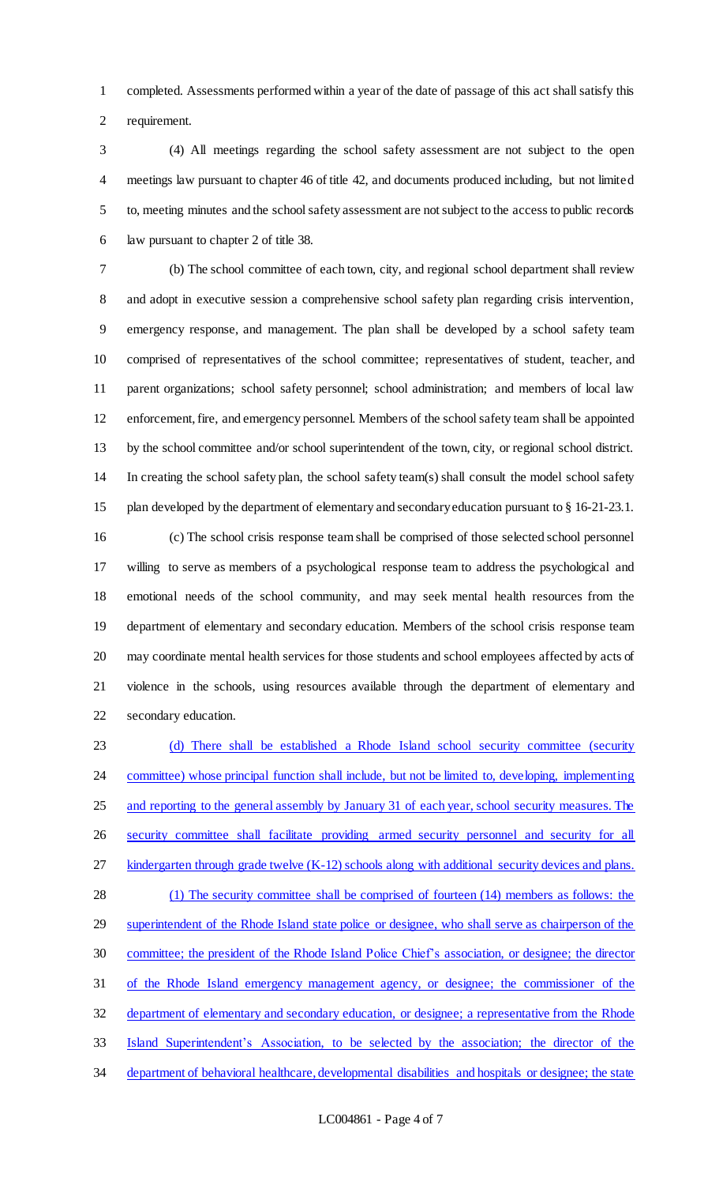completed. Assessments performed within a year of the date of passage of this act shall satisfy this requirement.

(4) All meetings regarding the school safety assessment are not subject to the open meetings law pursuant to chapter 46 of title 42, and documents produced including, but not limited to, meeting minutes and the school safety assessment are not subject to the access to public records law pursuant to chapter 2 of title 38.

(b) The school committee of each town, city, and regional school department shall review and adopt in executive session a comprehensive school safety plan regarding crisis intervention, emergency response, and management. The plan shall be developed by a school safety team comprised of representatives of the school committee; representatives of student, teacher, and parent organizations; school safety personnel; school administration; and members of local law enforcement, fire, and emergency personnel. Members of the school safety team shall be appointed by the school committee and/or school superintendent of the town, city, or regional school district. In creating the school safety plan, the school safety team(s) shall consult the model school safety plan developed by the department of elementary and secondary education pursuant to § 16-21-23.1.

(c) The school crisis response team shall be comprised of those selected school personnel willing to serve as members of a psychological response team to address the psychological and emotional needs of the school community, and may seek mental health resources from the department of elementary and secondary education. Members of the school crisis response team may coordinate mental health services for those students and school employees affected by acts of violence in the schools, using resources available through the department of elementary and secondary education.

<u>(d) There shall be established a Rhode Island school security committee (security committee) whose principal function shall include, but not be limited to, developing, implementing and reporting to the general assembly by January 31 of each year, school security measures. The security committee shall facilitate providing armed security personnel and security for all kindergarten through grade twelve (K-12) schools along with additional security devices and plans.</u>

<u>(1) The security committee shall be comprised of fourteen (14) members as follows: the superintendent of the Rhode Island state police or designee, who shall serve as chairperson of the committee; the president of the Rhode Island Police Chief's association, or designee; the director of the Rhode Island emergency management agency, or designee; the commissioner of the department of elementary and secondary education, or designee; a representative from the Rhode Island Superintendent's Association, to be selected by the association; the director of the department of behavioral healthcare, developmental disabilities and hospitals or designee; the state</u>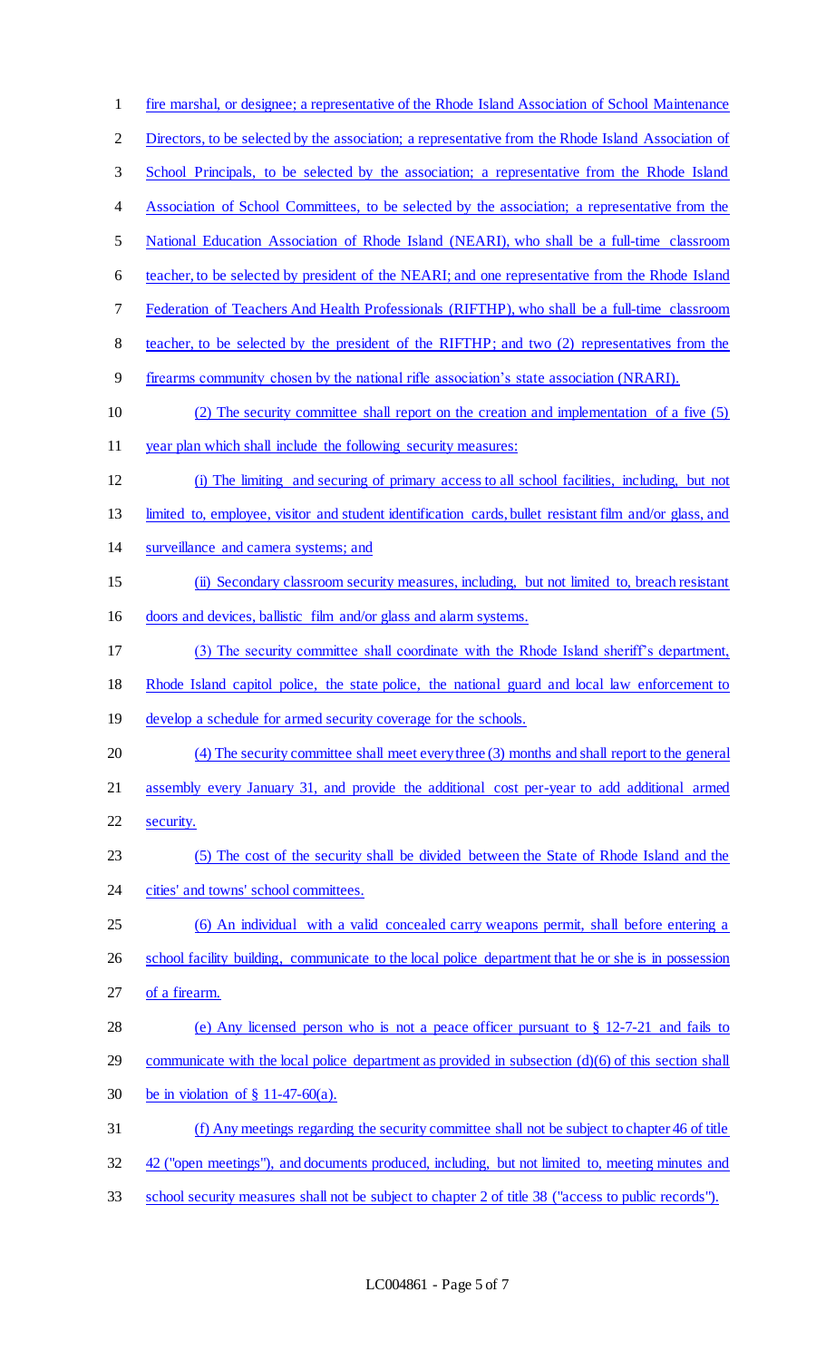fire marshal, or designee; a representative of the Rhode Island Association of School Maintenance Directors, to be selected by the association; a representative from the Rhode Island Association of School Principals, to be selected by the association; a representative from the Rhode Island Association of School Committees, to be selected by the association; a representative from the National Education Association of Rhode Island (NEARI), who shall be a full-time classroom teacher, to be selected by president of the NEARI; and one representative from the Rhode Island Federation of Teachers And Health Professionals (RIFTHP), who shall be a full-time classroom teacher, to be selected by the president of the RIFTHP; and two (2) representatives from the firearms community chosen by the national rifle association's state association (NRARI).

(2) The security committee shall report on the creation and implementation of a five (5) year plan which shall include the following security measures:

(i) The limiting and securing of primary access to all school facilities, including, but not limited to, employee, visitor and student identification cards, bullet resistant film and/or glass, and surveillance and camera systems; and

(ii) Secondary classroom security measures, including, but not limited to, breach resistant doors and devices, ballistic film and/or glass and alarm systems.

(3) The security committee shall coordinate with the Rhode Island sheriff's department, Rhode Island capitol police, the state police, the national guard and local law enforcement to develop a schedule for armed security coverage for the schools.

(4) The security committee shall meet every three (3) months and shall report to the general assembly every January 31, and provide the additional cost per-year to add additional armed security.

(5) The cost of the security shall be divided between the State of Rhode Island and the cities' and towns' school committees.

(6) An individual with a valid concealed carry weapons permit, shall before entering a school facility building, communicate to the local police department that he or she is in possession of a firearm.

(e) Any licensed person who is not a peace officer pursuant to § 12-7-21 and fails to communicate with the local police department as provided in subsection (d)(6) of this section shall be in violation of § 11-47-60(a).

(f) Any meetings regarding the security committee shall not be subject to chapter 46 of title 42 ("open meetings"), and documents produced, including, but not limited to, meeting minutes and school security measures shall not be subject to chapter 2 of title 38 ("access to public records").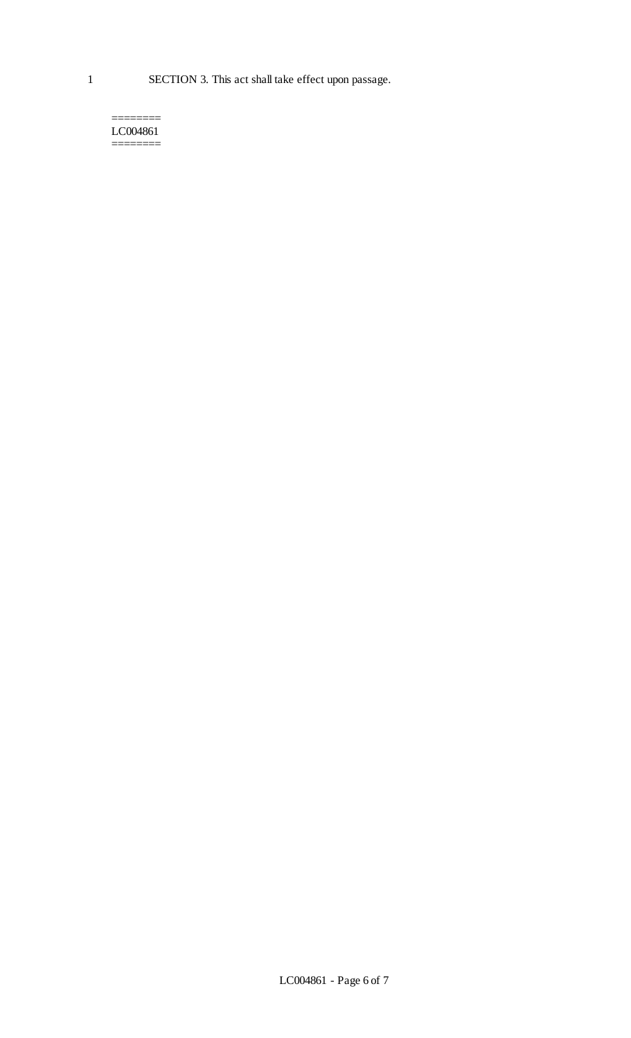SECTION 3. This act shall take effect upon passage.

========
LC004861
========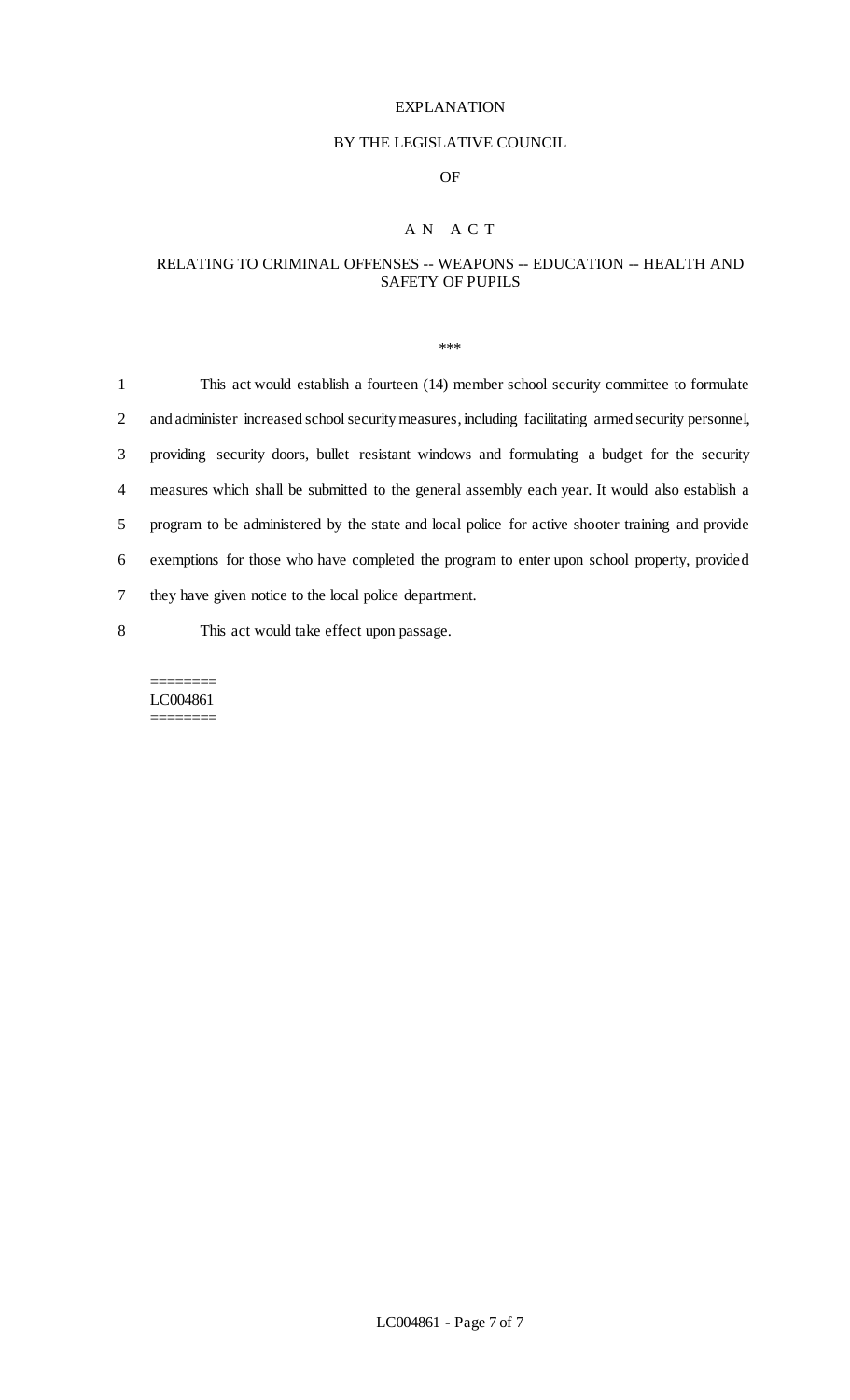EXPLANATION

BY THE LEGISLATIVE COUNCIL

OF

A N A C T

RELATING TO CRIMINAL OFFENSES -- WEAPONS -- EDUCATION -- HEALTH AND SAFETY OF PUPILS

***

This act would establish a fourteen (14) member school security committee to formulate and administer increased school security measures, including facilitating armed security personnel, providing security doors, bullet resistant windows and formulating a budget for the security measures which shall be submitted to the general assembly each year. It would also establish a program to be administered by the state and local police for active shooter training and provide exemptions for those who have completed the program to enter upon school property, provided they have given notice to the local police department.

This act would take effect upon passage.

========
LC004861
========